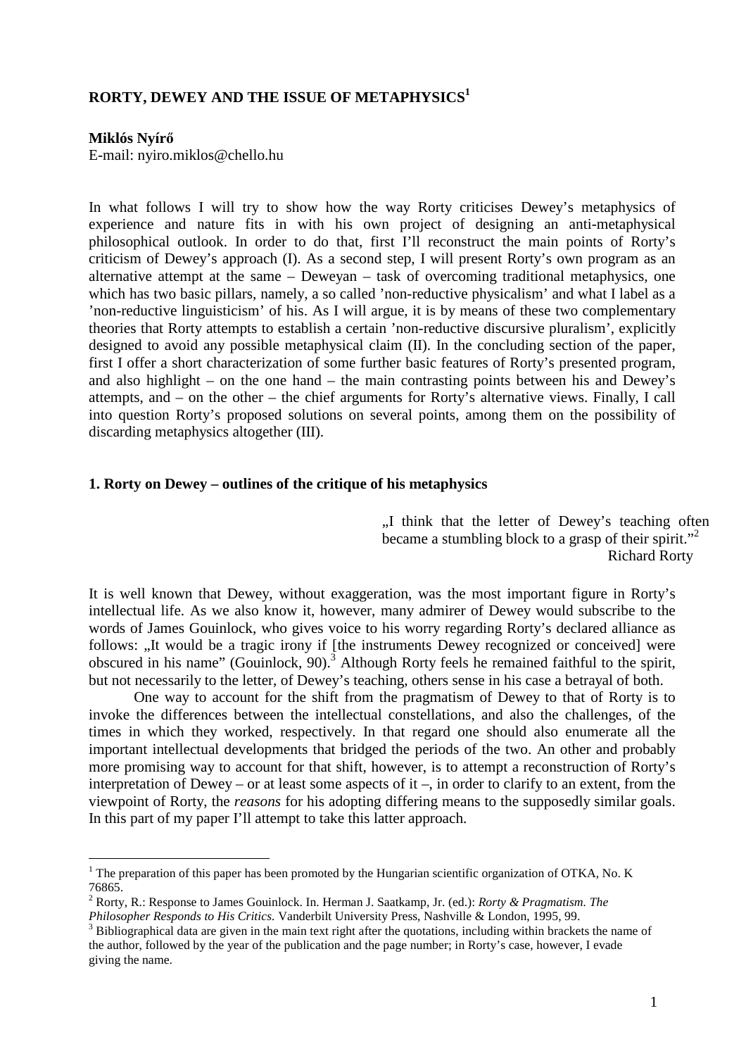# RORTY, DEWEY AND THE ISSUE OF METAPHYSICS[1]

**Miklós Nyírő**
E-mail: nyiro.miklos@chello.hu

In what follows I will try to show how the way Rorty criticises Dewey's metaphysics of experience and nature fits in with his own project of designing an anti-metaphysical philosophical outlook. In order to do that, first I'll reconstruct the main points of Rorty's criticism of Dewey's approach (I). As a second step, I will present Rorty's own program as an alternative attempt at the same – Deweyan – task of overcoming traditional metaphysics, one which has two basic pillars, namely, a so called 'non-reductive physicalism' and what I label as a 'non-reductive linguisticism' of his. As I will argue, it is by means of these two complementary theories that Rorty attempts to establish a certain 'non-reductive discursive pluralism', explicitly designed to avoid any possible metaphysical claim (II). In the concluding section of the paper, first I offer a short characterization of some further basic features of Rorty's presented program, and also highlight – on the one hand – the main contrasting points between his and Dewey's attempts, and – on the other – the chief arguments for Rorty's alternative views. Finally, I call into question Rorty's proposed solutions on several points, among them on the possibility of discarding metaphysics altogether (III).

## 1. Rorty on Dewey – outlines of the critique of his metaphysics

> „I think that the letter of Dewey's teaching often became a stumbling block to a grasp of their spirit."[2]
> Richard Rorty

It is well known that Dewey, without exaggeration, was the most important figure in Rorty's intellectual life. As we also know it, however, many admirer of Dewey would subscribe to the words of James Gouinlock, who gives voice to his worry regarding Rorty's declared alliance as follows: „It would be a tragic irony if [the instruments Dewey recognized or conceived] were obscured in his name" (Gouinlock, 90).[3] Although Rorty feels he remained faithful to the spirit, but not necessarily to the letter, of Dewey's teaching, others sense in his case a betrayal of both.

One way to account for the shift from the pragmatism of Dewey to that of Rorty is to invoke the differences between the intellectual constellations, and also the challenges, of the times in which they worked, respectively. In that regard one should also enumerate all the important intellectual developments that bridged the periods of the two. An other and probably more promising way to account for that shift, however, is to attempt a reconstruction of Rorty's interpretation of Dewey – or at least some aspects of it –, in order to clarify to an extent, from the viewpoint of Rorty, the *reasons* for his adopting differing means to the supposedly similar goals. In this part of my paper I'll attempt to take this latter approach.

---

[1] The preparation of this paper has been promoted by the Hungarian scientific organization of OTKA, No. K 76865.

[2] Rorty, R.: Response to James Gouinlock. In. Herman J. Saatkamp, Jr. (ed.): *Rorty & Pragmatism. The Philosopher Responds to His Critics.* Vanderbilt University Press, Nashville & London, 1995, 99.

[3] Bibliographical data are given in the main text right after the quotations, including within brackets the name of the author, followed by the year of the publication and the page number; in Rorty's case, however, I evade giving the name.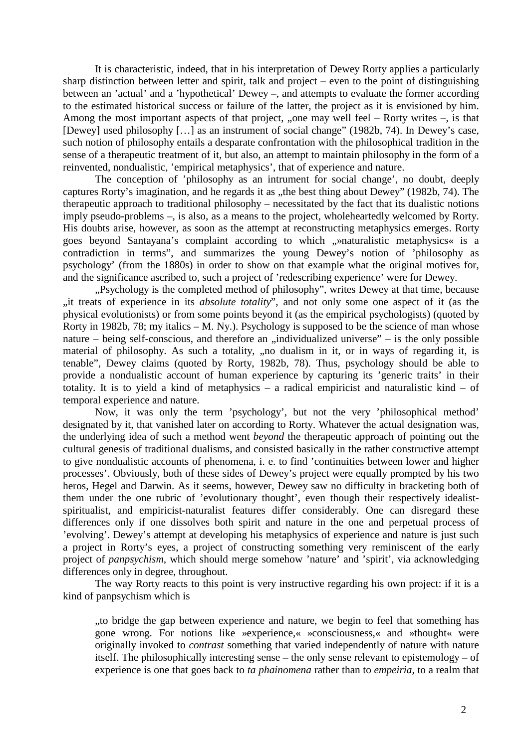It is characteristic, indeed, that in his interpretation of Dewey Rorty applies a particularly sharp distinction between letter and spirit, talk and project – even to the point of distinguishing between an 'actual' and a 'hypothetical' Dewey –, and attempts to evaluate the former according to the estimated historical success or failure of the latter, the project as it is envisioned by him. Among the most important aspects of that project, „one may well feel – Rorty writes –, is that [Dewey] used philosophy […] as an instrument of social change" (1982b, 74). In Dewey's case, such notion of philosophy entails a desparate confrontation with the philosophical tradition in the sense of a therapeutic treatment of it, but also, an attempt to maintain philosophy in the form of a reinvented, nondualistic, 'empirical metaphysics', that of experience and nature.

The conception of 'philosophy as an intrument for social change', no doubt, deeply captures Rorty's imagination, and he regards it as „the best thing about Dewey" (1982b, 74). The therapeutic approach to traditional philosophy – necessitated by the fact that its dualistic notions imply pseudo-problems –, is also, as a means to the project, wholeheartedly welcomed by Rorty. His doubts arise, however, as soon as the attempt at reconstructing metaphysics emerges. Rorty goes beyond Santayana's complaint according to which „»naturalistic metaphysics« is a contradiction in terms", and summarizes the young Dewey's notion of 'philosophy as psychology' (from the 1880s) in order to show on that example what the original motives for, and the significance ascribed to, such a project of 'redescribing experience' were for Dewey.

„Psychology is the completed method of philosophy", writes Dewey at that time, because „it treats of experience in its *absolute totality*", and not only some one aspect of it (as the physical evolutionists) or from some points beyond it (as the empirical psychologists) (quoted by Rorty in 1982b, 78; my italics – M. Ny.). Psychology is supposed to be the science of man whose nature – being self-conscious, and therefore an „individualized universe" – is the only possible material of philosophy. As such a totality, „no dualism in it, or in ways of regarding it, is tenable", Dewey claims (quoted by Rorty, 1982b, 78). Thus, psychology should be able to provide a nondualistic account of human experience by capturing its 'generic traits' in their totality. It is to yield a kind of metaphysics – a radical empiricist and naturalistic kind – of temporal experience and nature.

Now, it was only the term 'psychology', but not the very 'philosophical method' designated by it, that vanished later on according to Rorty. Whatever the actual designation was, the underlying idea of such a method went *beyond* the therapeutic approach of pointing out the cultural genesis of traditional dualisms, and consisted basically in the rather constructive attempt to give nondualistic accounts of phenomena, i. e. to find 'continuities between lower and higher processes'. Obviously, both of these sides of Dewey's project were equally prompted by his two heros, Hegel and Darwin. As it seems, however, Dewey saw no difficulty in bracketing both of them under the one rubric of 'evolutionary thought', even though their respectively idealist-spiritualist, and empiricist-naturalist features differ considerably. One can disregard these differences only if one dissolves both spirit and nature in the one and perpetual process of 'evolving'. Dewey's attempt at developing his metaphysics of experience and nature is just such a project in Rorty's eyes, a project of constructing something very reminiscent of the early project of *panpsychism*, which should merge somehow 'nature' and 'spirit', via acknowledging differences only in degree, throughout.

The way Rorty reacts to this point is very instructive regarding his own project: if it is a kind of panpsychism which is

> „to bridge the gap between experience and nature, we begin to feel that something has gone wrong. For notions like »experience,« »consciousness,« and »thought« were originally invoked to *contrast* something that varied independently of nature with nature itself. The philosophically interesting sense – the only sense relevant to epistemology – of experience is one that goes back to *ta phainomena* rather than to *empeiria*, to a realm that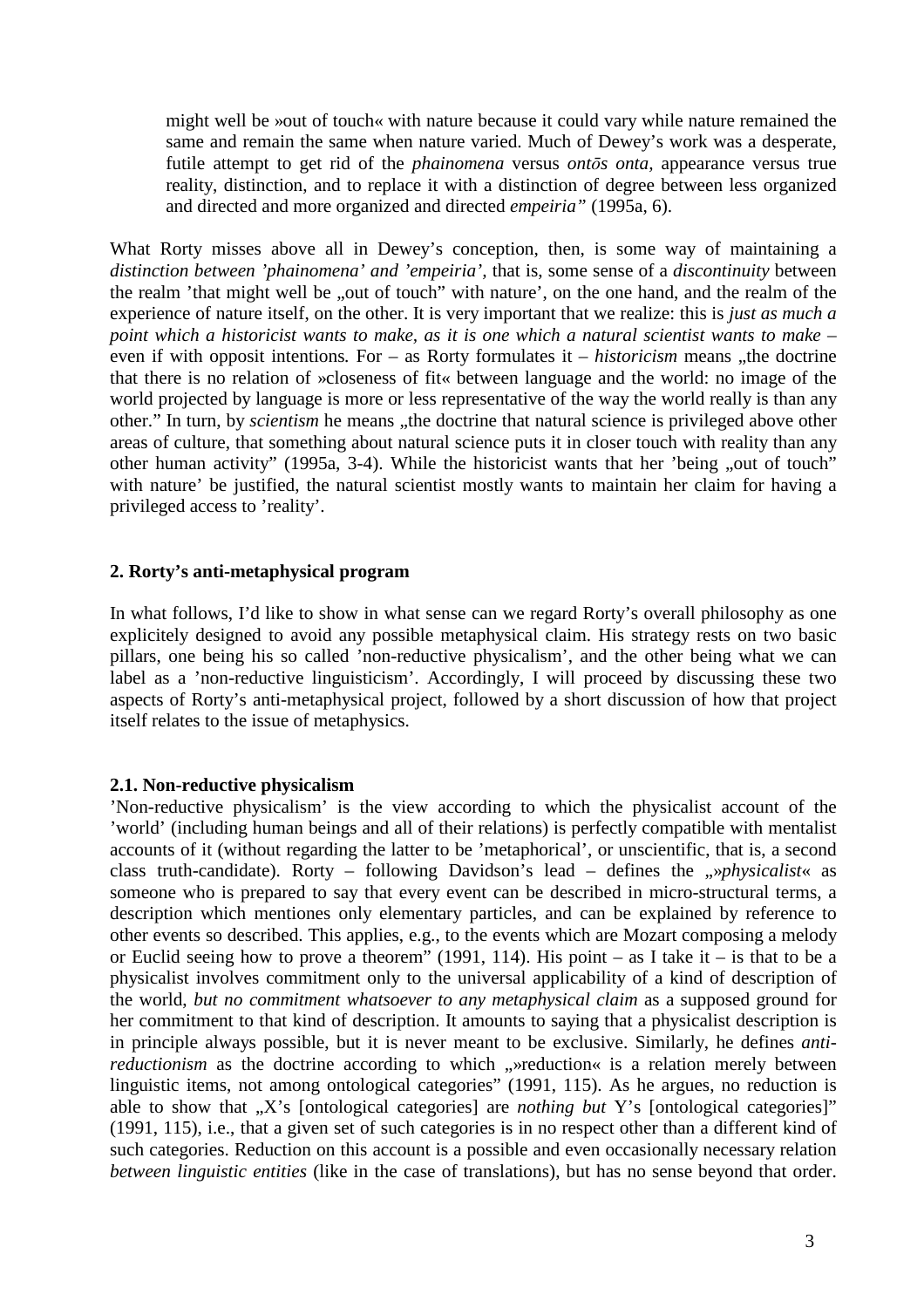> might well be »out of touch« with nature because it could vary while nature remained the same and remain the same when nature varied. Much of Dewey's work was a desperate, futile attempt to get rid of the *phainomena* versus *ontōs onta*, appearance versus true reality, distinction, and to replace it with a distinction of degree between less organized and directed and more organized and directed *empeiria"* (1995a, 6).

What Rorty misses above all in Dewey's conception, then, is some way of maintaining a *distinction between 'phainomena' and 'empeiria'*, that is, some sense of a *discontinuity* between the realm 'that might well be „out of touch" with nature', on the one hand, and the realm of the experience of nature itself, on the other. It is very important that we realize: this is *just as much a point which a historicist wants to make, as it is one which a natural scientist wants to make* – even if with opposit intentions. For – as Rorty formulates it – *historicism* means „the doctrine that there is no relation of »closeness of fit« between language and the world: no image of the world projected by language is more or less representative of the way the world really is than any other." In turn, by *scientism* he means „the doctrine that natural science is privileged above other areas of culture, that something about natural science puts it in closer touch with reality than any other human activity" (1995a, 3-4). While the historicist wants that her 'being „out of touch" with nature' be justified, the natural scientist mostly wants to maintain her claim for having a privileged access to 'reality'.

## 2. Rorty's anti-metaphysical program

In what follows, I'd like to show in what sense can we regard Rorty's overall philosophy as one explicitely designed to avoid any possible metaphysical claim. His strategy rests on two basic pillars, one being his so called 'non-reductive physicalism', and the other being what we can label as a 'non-reductive linguisticism'. Accordingly, I will proceed by discussing these two aspects of Rorty's anti-metaphysical project, followed by a short discussion of how that project itself relates to the issue of metaphysics.

### 2.1. Non-reductive physicalism

'Non-reductive physicalism' is the view according to which the physicalist account of the 'world' (including human beings and all of their relations) is perfectly compatible with mentalist accounts of it (without regarding the latter to be 'metaphorical', or unscientific, that is, a second class truth-candidate). Rorty – following Davidson's lead – defines the „»*physicalist*« as someone who is prepared to say that every event can be described in micro-structural terms, a description which mentiones only elementary particles, and can be explained by reference to other events so described. This applies, e.g., to the events which are Mozart composing a melody or Euclid seeing how to prove a theorem" (1991, 114). His point – as I take it – is that to be a physicalist involves commitment only to the universal applicability of a kind of description of the world, *but no commitment whatsoever to any metaphysical claim* as a supposed ground for her commitment to that kind of description. It amounts to saying that a physicalist description is in principle always possible, but it is never meant to be exclusive. Similarly, he defines *anti-reductionism* as the doctrine according to which „»reduction« is a relation merely between linguistic items, not among ontological categories" (1991, 115). As he argues, no reduction is able to show that „X's [ontological categories] are *nothing but* Y's [ontological categories]" (1991, 115), i.e., that a given set of such categories is in no respect other than a different kind of such categories. Reduction on this account is a possible and even occasionally necessary relation *between linguistic entities* (like in the case of translations), but has no sense beyond that order.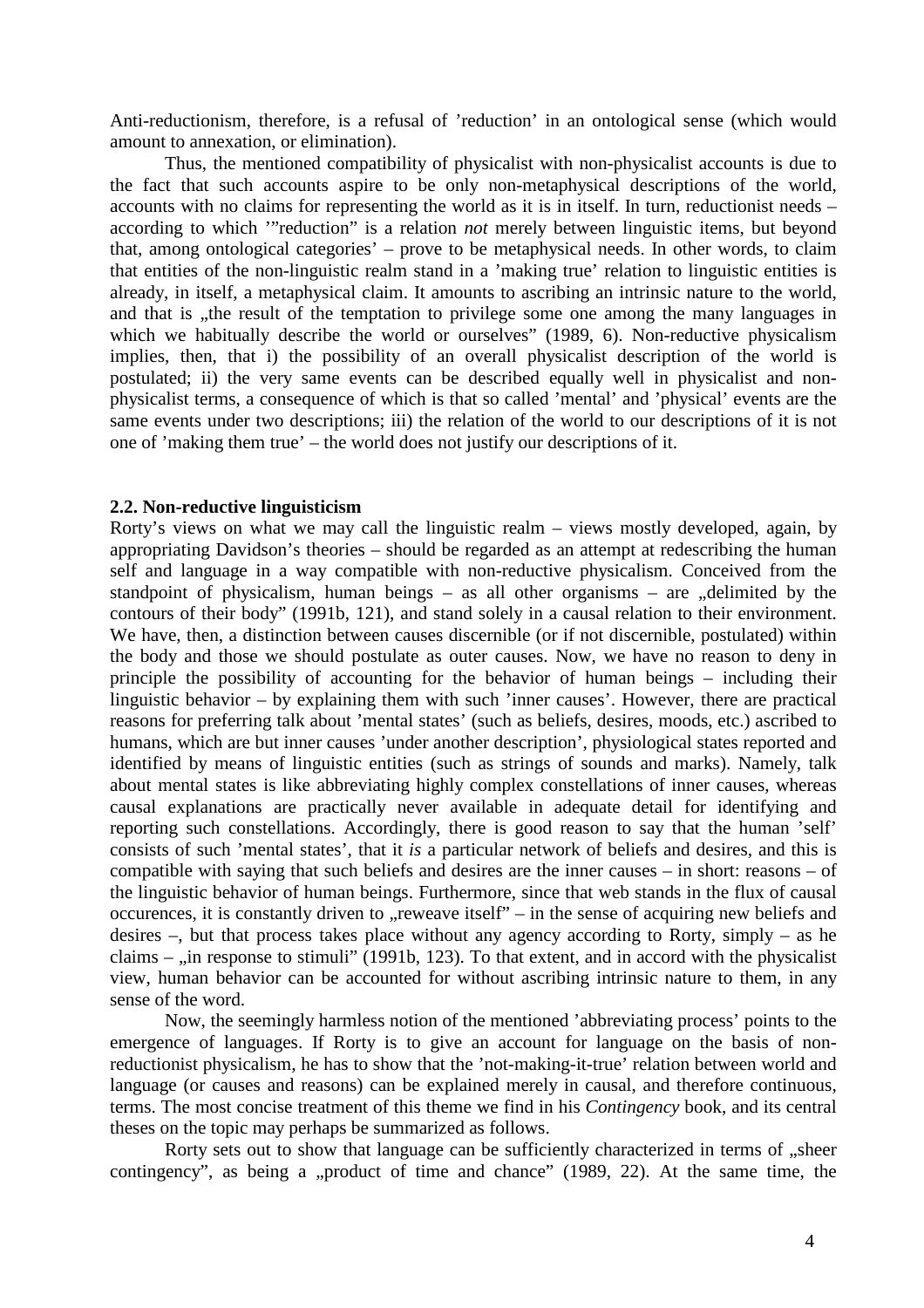Anti-reductionism, therefore, is a refusal of 'reduction' in an ontological sense (which would amount to annexation, or elimination).

Thus, the mentioned compatibility of physicalist with non-physicalist accounts is due to the fact that such accounts aspire to be only non-metaphysical descriptions of the world, accounts with no claims for representing the world as it is in itself. In turn, reductionist needs – according to which '"reduction" is a relation *not* merely between linguistic items, but beyond that, among ontological categories' – prove to be metaphysical needs. In other words, to claim that entities of the non-linguistic realm stand in a 'making true' relation to linguistic entities is already, in itself, a metaphysical claim. It amounts to ascribing an intrinsic nature to the world, and that is „the result of the temptation to privilege some one among the many languages in which we habitually describe the world or ourselves" (1989, 6). Non-reductive physicalism implies, then, that i) the possibility of an overall physicalist description of the world is postulated; ii) the very same events can be described equally well in physicalist and non-physicalist terms, a consequence of which is that so called 'mental' and 'physical' events are the same events under two descriptions; iii) the relation of the world to our descriptions of it is not one of 'making them true' – the world does not justify our descriptions of it.

### 2.2. Non-reductive linguisticism

Rorty's views on what we may call the linguistic realm – views mostly developed, again, by appropriating Davidson's theories – should be regarded as an attempt at redescribing the human self and language in a way compatible with non-reductive physicalism. Conceived from the standpoint of physicalism, human beings – as all other organisms – are „delimited by the contours of their body" (1991b, 121), and stand solely in a causal relation to their environment. We have, then, a distinction between causes discernible (or if not discernible, postulated) within the body and those we should postulate as outer causes. Now, we have no reason to deny in principle the possibility of accounting for the behavior of human beings – including their linguistic behavior – by explaining them with such 'inner causes'. However, there are practical reasons for preferring talk about 'mental states' (such as beliefs, desires, moods, etc.) ascribed to humans, which are but inner causes 'under another description', physiological states reported and identified by means of linguistic entities (such as strings of sounds and marks). Namely, talk about mental states is like abbreviating highly complex constellations of inner causes, whereas causal explanations are practically never available in adequate detail for identifying and reporting such constellations. Accordingly, there is good reason to say that the human 'self' consists of such 'mental states', that it *is* a particular network of beliefs and desires, and this is compatible with saying that such beliefs and desires are the inner causes – in short: reasons – of the linguistic behavior of human beings. Furthermore, since that web stands in the flux of causal occurences, it is constantly driven to „reweave itself" – in the sense of acquiring new beliefs and desires –, but that process takes place without any agency according to Rorty, simply – as he claims – „in response to stimuli" (1991b, 123). To that extent, and in accord with the physicalist view, human behavior can be accounted for without ascribing intrinsic nature to them, in any sense of the word.

Now, the seemingly harmless notion of the mentioned 'abbreviating process' points to the emergence of languages. If Rorty is to give an account for language on the basis of non-reductionist physicalism, he has to show that the 'not-making-it-true' relation between world and language (or causes and reasons) can be explained merely in causal, and therefore continuous, terms. The most concise treatment of this theme we find in his *Contingency* book, and its central theses on the topic may perhaps be summarized as follows.

Rorty sets out to show that language can be sufficiently characterized in terms of „sheer contingency", as being a „product of time and chance" (1989, 22). At the same time, the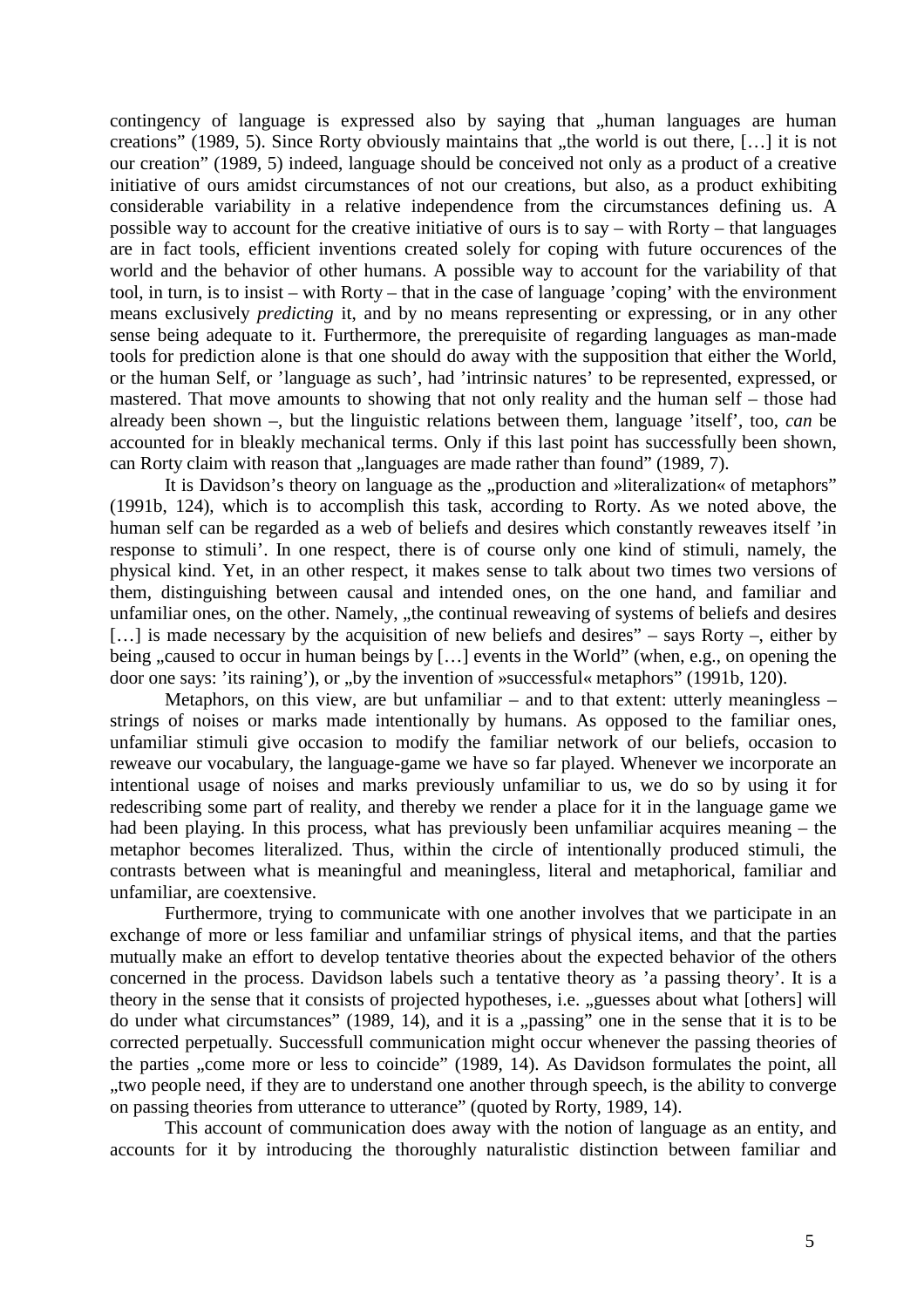contingency of language is expressed also by saying that „human languages are human creations" (1989, 5). Since Rorty obviously maintains that „the world is out there, […] it is not our creation" (1989, 5) indeed, language should be conceived not only as a product of a creative initiative of ours amidst circumstances of not our creations, but also, as a product exhibiting considerable variability in a relative independence from the circumstances defining us. A possible way to account for the creative initiative of ours is to say – with Rorty – that languages are in fact tools, efficient inventions created solely for coping with future occurences of the world and the behavior of other humans. A possible way to account for the variability of that tool, in turn, is to insist – with Rorty – that in the case of language 'coping' with the environment means exclusively *predicting* it, and by no means representing or expressing, or in any other sense being adequate to it. Furthermore, the prerequisite of regarding languages as man-made tools for prediction alone is that one should do away with the supposition that either the World, or the human Self, or 'language as such', had 'intrinsic natures' to be represented, expressed, or mastered. That move amounts to showing that not only reality and the human self – those had already been shown –, but the linguistic relations between them, language 'itself', too, *can* be accounted for in bleakly mechanical terms. Only if this last point has successfully been shown, can Rorty claim with reason that „languages are made rather than found" (1989, 7).

It is Davidson's theory on language as the „production and »literalization« of metaphors" (1991b, 124), which is to accomplish this task, according to Rorty. As we noted above, the human self can be regarded as a web of beliefs and desires which constantly reweaves itself 'in response to stimuli'. In one respect, there is of course only one kind of stimuli, namely, the physical kind. Yet, in an other respect, it makes sense to talk about two times two versions of them, distinguishing between causal and intended ones, on the one hand, and familiar and unfamiliar ones, on the other. Namely, „the continual reweaving of systems of beliefs and desires […] is made necessary by the acquisition of new beliefs and desires" – says Rorty –, either by being „caused to occur in human beings by […] events in the World" (when, e.g., on opening the door one says: 'its raining'), or „by the invention of »successful« metaphors" (1991b, 120).

Metaphors, on this view, are but unfamiliar – and to that extent: utterly meaningless – strings of noises or marks made intentionally by humans. As opposed to the familiar ones, unfamiliar stimuli give occasion to modify the familiar network of our beliefs, occasion to reweave our vocabulary, the language-game we have so far played. Whenever we incorporate an intentional usage of noises and marks previously unfamiliar to us, we do so by using it for redescribing some part of reality, and thereby we render a place for it in the language game we had been playing. In this process, what has previously been unfamiliar acquires meaning – the metaphor becomes literalized. Thus, within the circle of intentionally produced stimuli, the contrasts between what is meaningful and meaningless, literal and metaphorical, familiar and unfamiliar, are coextensive.

Furthermore, trying to communicate with one another involves that we participate in an exchange of more or less familiar and unfamiliar strings of physical items, and that the parties mutually make an effort to develop tentative theories about the expected behavior of the others concerned in the process. Davidson labels such a tentative theory as 'a passing theory'. It is a theory in the sense that it consists of projected hypotheses, i.e. „guesses about what [others] will do under what circumstances" (1989, 14), and it is a „passing" one in the sense that it is to be corrected perpetually. Successfull communication might occur whenever the passing theories of the parties „come more or less to coincide" (1989, 14). As Davidson formulates the point, all „two people need, if they are to understand one another through speech, is the ability to converge on passing theories from utterance to utterance" (quoted by Rorty, 1989, 14).

This account of communication does away with the notion of language as an entity, and accounts for it by introducing the thoroughly naturalistic distinction between familiar and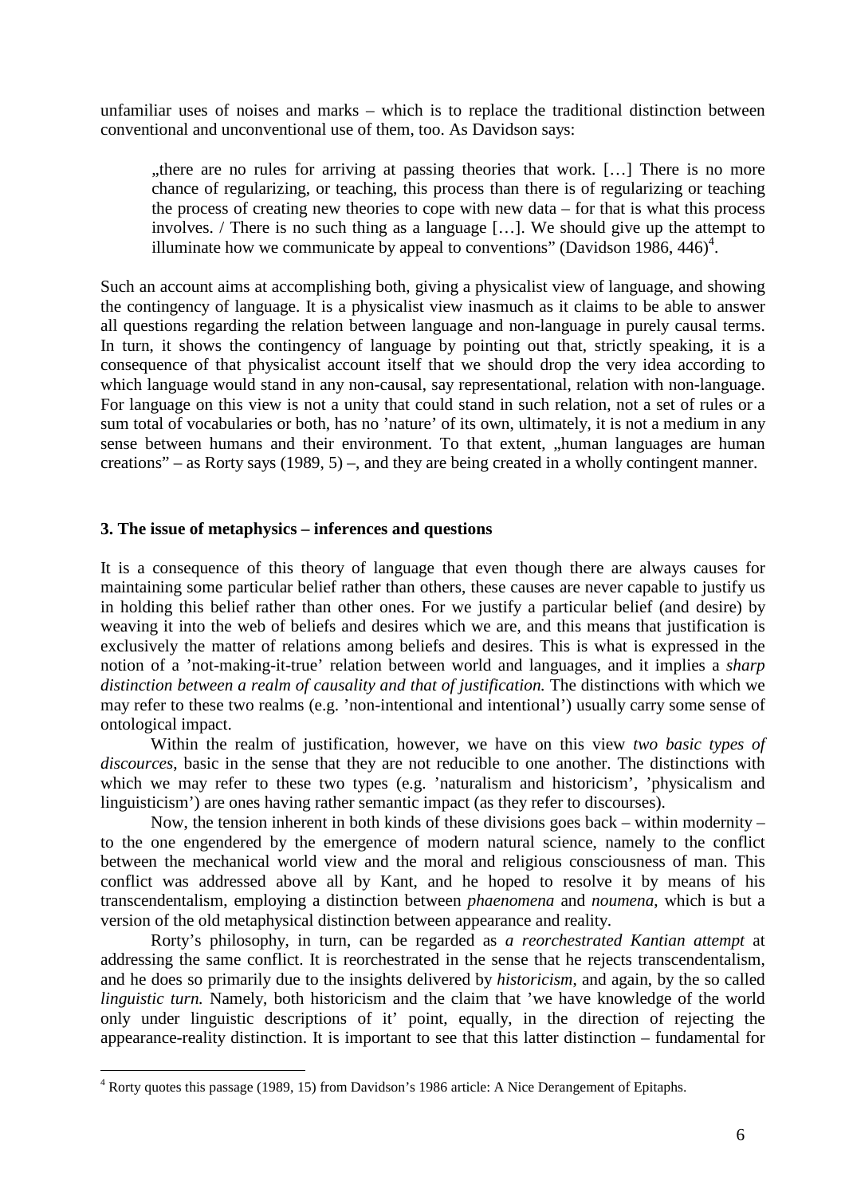unfamiliar uses of noises and marks – which is to replace the traditional distinction between conventional and unconventional use of them, too. As Davidson says:

> „there are no rules for arriving at passing theories that work. […] There is no more chance of regularizing, or teaching, this process than there is of regularizing or teaching the process of creating new theories to cope with new data – for that is what this process involves. / There is no such thing as a language […]. We should give up the attempt to illuminate how we communicate by appeal to conventions" (Davidson 1986, 446)[4].

Such an account aims at accomplishing both, giving a physicalist view of language, and showing the contingency of language. It is a physicalist view inasmuch as it claims to be able to answer all questions regarding the relation between language and non-language in purely causal terms. In turn, it shows the contingency of language by pointing out that, strictly speaking, it is a consequence of that physicalist account itself that we should drop the very idea according to which language would stand in any non-causal, say representational, relation with non-language. For language on this view is not a unity that could stand in such relation, not a set of rules or a sum total of vocabularies or both, has no 'nature' of its own, ultimately, it is not a medium in any sense between humans and their environment. To that extent, „human languages are human creations" – as Rorty says (1989, 5) –, and they are being created in a wholly contingent manner.

### 3. The issue of metaphysics – inferences and questions

It is a consequence of this theory of language that even though there are always causes for maintaining some particular belief rather than others, these causes are never capable to justify us in holding this belief rather than other ones. For we justify a particular belief (and desire) by weaving it into the web of beliefs and desires which we are, and this means that justification is exclusively the matter of relations among beliefs and desires. This is what is expressed in the notion of a 'not-making-it-true' relation between world and languages, and it implies a *sharp distinction between a realm of causality and that of justification.* The distinctions with which we may refer to these two realms (e.g. 'non-intentional and intentional') usually carry some sense of ontological impact.

Within the realm of justification, however, we have on this view *two basic types of discources*, basic in the sense that they are not reducible to one another. The distinctions with which we may refer to these two types (e.g. 'naturalism and historicism', 'physicalism and linguisticism') are ones having rather semantic impact (as they refer to discourses).

Now, the tension inherent in both kinds of these divisions goes back – within modernity – to the one engendered by the emergence of modern natural science, namely to the conflict between the mechanical world view and the moral and religious consciousness of man. This conflict was addressed above all by Kant, and he hoped to resolve it by means of his transcendentalism, employing a distinction between *phaenomena* and *noumena*, which is but a version of the old metaphysical distinction between appearance and reality.

Rorty's philosophy, in turn, can be regarded as *a reorchestrated Kantian attempt* at addressing the same conflict. It is reorchestrated in the sense that he rejects transcendentalism, and he does so primarily due to the insights delivered by *historicism*, and again, by the so called *linguistic turn.* Namely, both historicism and the claim that 'we have knowledge of the world only under linguistic descriptions of it' point, equally, in the direction of rejecting the appearance-reality distinction. It is important to see that this latter distinction – fundamental for

---

[4] Rorty quotes this passage (1989, 15) from Davidson's 1986 article: A Nice Derangement of Epitaphs.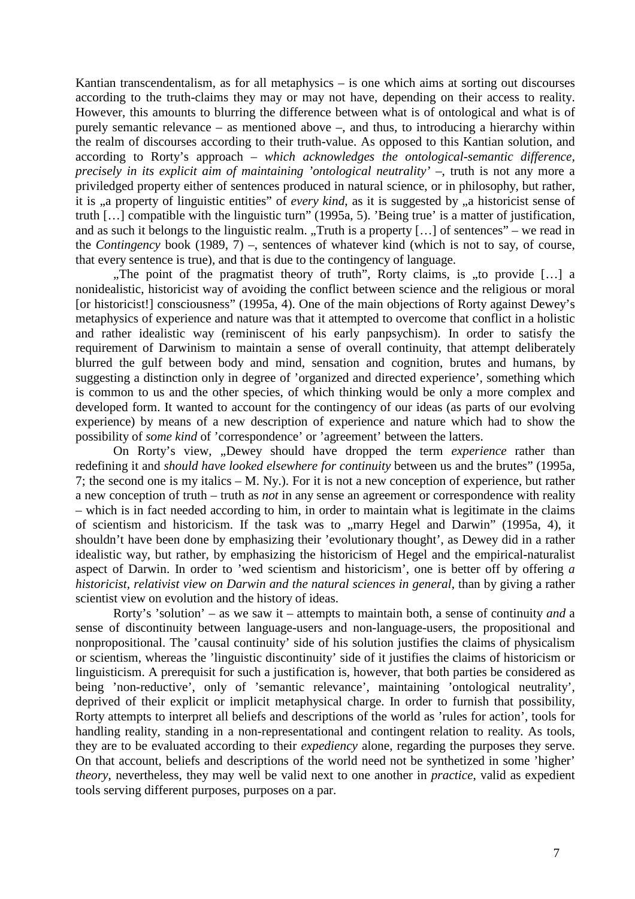Kantian transcendentalism, as for all metaphysics – is one which aims at sorting out discourses according to the truth-claims they may or may not have, depending on their access to reality. However, this amounts to blurring the difference between what is of ontological and what is of purely semantic relevance – as mentioned above –, and thus, to introducing a hierarchy within the realm of discourses according to their truth-value. As opposed to this Kantian solution, and according to Rorty's approach – *which acknowledges the ontological-semantic difference, precisely in its explicit aim of maintaining 'ontological neutrality'* –, truth is not any more a priviledged property either of sentences produced in natural science, or in philosophy, but rather, it is „a property of linguistic entities" of *every kind*, as it is suggested by „a historicist sense of truth […] compatible with the linguistic turn" (1995a, 5). 'Being true' is a matter of justification, and as such it belongs to the linguistic realm. „Truth is a property […] of sentences" – we read in the *Contingency* book (1989, 7) –, sentences of whatever kind (which is not to say, of course, that every sentence is true), and that is due to the contingency of language.

„The point of the pragmatist theory of truth", Rorty claims, is „to provide […] a nonidealistic, historicist way of avoiding the conflict between science and the religious or moral [or historicist!] consciousness" (1995a, 4). One of the main objections of Rorty against Dewey's metaphysics of experience and nature was that it attempted to overcome that conflict in a holistic and rather idealistic way (reminiscent of his early panpsychism). In order to satisfy the requirement of Darwinism to maintain a sense of overall continuity, that attempt deliberately blurred the gulf between body and mind, sensation and cognition, brutes and humans, by suggesting a distinction only in degree of 'organized and directed experience', something which is common to us and the other species, of which thinking would be only a more complex and developed form. It wanted to account for the contingency of our ideas (as parts of our evolving experience) by means of a new description of experience and nature which had to show the possibility of *some kind* of 'correspondence' or 'agreement' between the latters.

On Rorty's view, „Dewey should have dropped the term *experience* rather than redefining it and *should have looked elsewhere for continuity* between us and the brutes" (1995a, 7; the second one is my italics – M. Ny.). For it is not a new conception of experience, but rather a new conception of truth – truth as *not* in any sense an agreement or correspondence with reality – which is in fact needed according to him, in order to maintain what is legitimate in the claims of scientism and historicism. If the task was to „marry Hegel and Darwin" (1995a, 4), it shouldn't have been done by emphasizing their 'evolutionary thought', as Dewey did in a rather idealistic way, but rather, by emphasizing the historicism of Hegel and the empirical-naturalist aspect of Darwin. In order to 'wed scientism and historicism', one is better off by offering *a historicist, relativist view on Darwin and the natural sciences in general*, than by giving a rather scientist view on evolution and the history of ideas.

Rorty's 'solution' – as we saw it – attempts to maintain both, a sense of continuity *and* a sense of discontinuity between language-users and non-language-users, the propositional and nonpropositional. The 'causal continuity' side of his solution justifies the claims of physicalism or scientism, whereas the 'linguistic discontinuity' side of it justifies the claims of historicism or linguisticism. A prerequisit for such a justification is, however, that both parties be considered as being 'non-reductive', only of 'semantic relevance', maintaining 'ontological neutrality', deprived of their explicit or implicit metaphysical charge. In order to furnish that possibility, Rorty attempts to interpret all beliefs and descriptions of the world as 'rules for action', tools for handling reality, standing in a non-representational and contingent relation to reality. As tools, they are to be evaluated according to their *expediency* alone, regarding the purposes they serve. On that account, beliefs and descriptions of the world need not be synthetized in some 'higher' *theory*, nevertheless, they may well be valid next to one another in *practice*, valid as expedient tools serving different purposes, purposes on a par.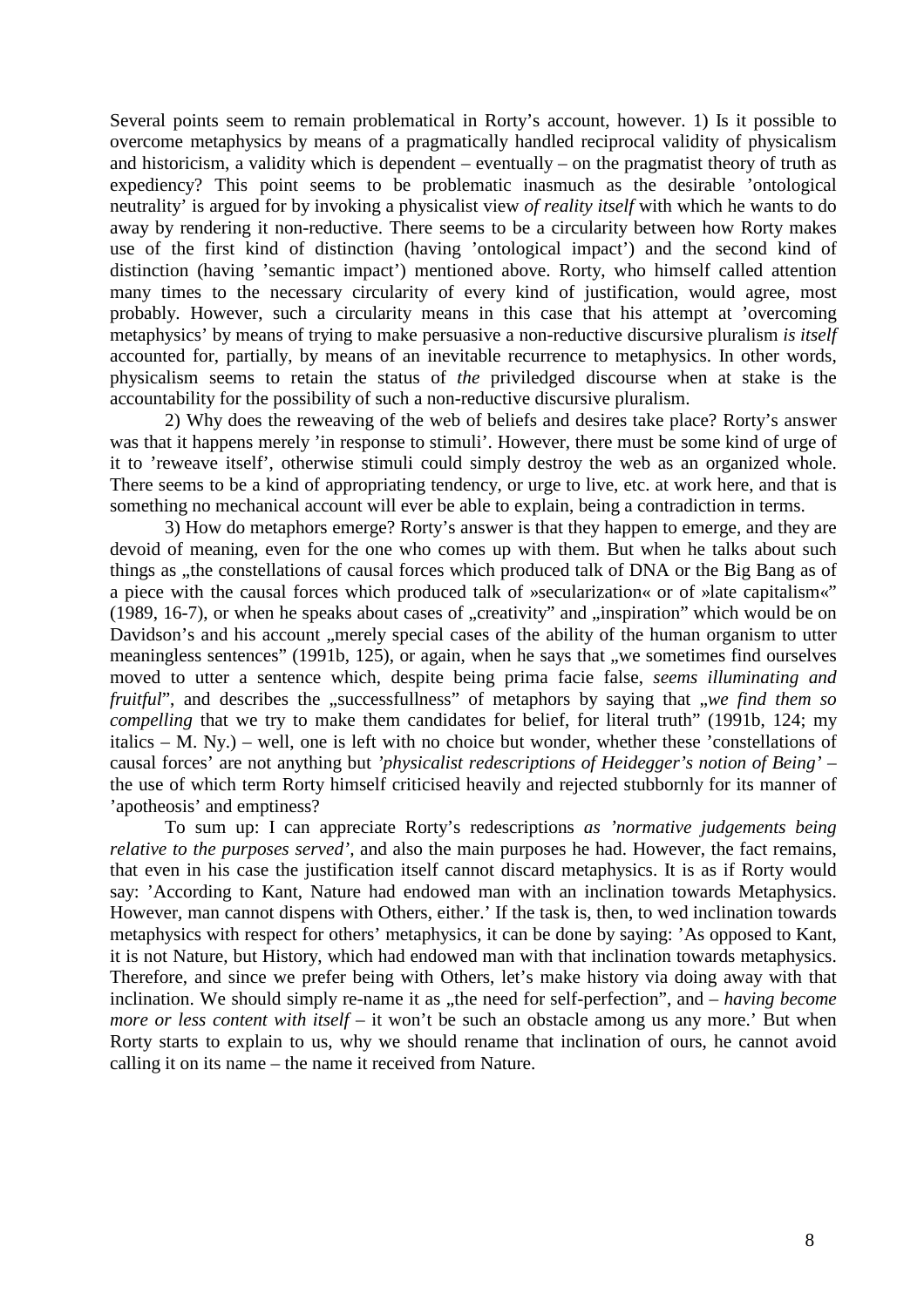Several points seem to remain problematical in Rorty's account, however. 1) Is it possible to overcome metaphysics by means of a pragmatically handled reciprocal validity of physicalism and historicism, a validity which is dependent – eventually – on the pragmatist theory of truth as expediency? This point seems to be problematic inasmuch as the desirable 'ontological neutrality' is argued for by invoking a physicalist view *of reality itself* with which he wants to do away by rendering it non-reductive. There seems to be a circularity between how Rorty makes use of the first kind of distinction (having 'ontological impact') and the second kind of distinction (having 'semantic impact') mentioned above. Rorty, who himself called attention many times to the necessary circularity of every kind of justification, would agree, most probably. However, such a circularity means in this case that his attempt at 'overcoming metaphysics' by means of trying to make persuasive a non-reductive discursive pluralism *is itself* accounted for, partially, by means of an inevitable recurrence to metaphysics. In other words, physicalism seems to retain the status of *the* priviledged discourse when at stake is the accountability for the possibility of such a non-reductive discursive pluralism.

2) Why does the reweaving of the web of beliefs and desires take place? Rorty's answer was that it happens merely 'in response to stimuli'. However, there must be some kind of urge of it to 'reweave itself', otherwise stimuli could simply destroy the web as an organized whole. There seems to be a kind of appropriating tendency, or urge to live, etc. at work here, and that is something no mechanical account will ever be able to explain, being a contradiction in terms.

3) How do metaphors emerge? Rorty's answer is that they happen to emerge, and they are devoid of meaning, even for the one who comes up with them. But when he talks about such things as „the constellations of causal forces which produced talk of DNA or the Big Bang as of a piece with the causal forces which produced talk of »secularization« or of »late capitalism«" (1989, 16-7), or when he speaks about cases of „creativity" and „inspiration" which would be on Davidson's and his account „merely special cases of the ability of the human organism to utter meaningless sentences" (1991b, 125), or again, when he says that „we sometimes find ourselves moved to utter a sentence which, despite being prima facie false, *seems illuminating and fruitful*", and describes the „successfullness" of metaphors by saying that „*we find them so compelling* that we try to make them candidates for belief, for literal truth" (1991b, 124; my italics – M. Ny.) – well, one is left with no choice but wonder, whether these 'constellations of causal forces' are not anything but *'physicalist redescriptions of Heidegger's notion of Being'* – the use of which term Rorty himself criticised heavily and rejected stubbornly for its manner of 'apotheosis' and emptiness?

To sum up: I can appreciate Rorty's redescriptions *as 'normative judgements being relative to the purposes served'*, and also the main purposes he had. However, the fact remains, that even in his case the justification itself cannot discard metaphysics. It is as if Rorty would say: 'According to Kant, Nature had endowed man with an inclination towards Metaphysics. However, man cannot dispens with Others, either.' If the task is, then, to wed inclination towards metaphysics with respect for others' metaphysics, it can be done by saying: 'As opposed to Kant, it is not Nature, but History, which had endowed man with that inclination towards metaphysics. Therefore, and since we prefer being with Others, let's make history via doing away with that inclination. We should simply re-name it as „the need for self-perfection", and – *having become more or less content with itself* – it won't be such an obstacle among us any more.' But when Rorty starts to explain to us, why we should rename that inclination of ours, he cannot avoid calling it on its name – the name it received from Nature.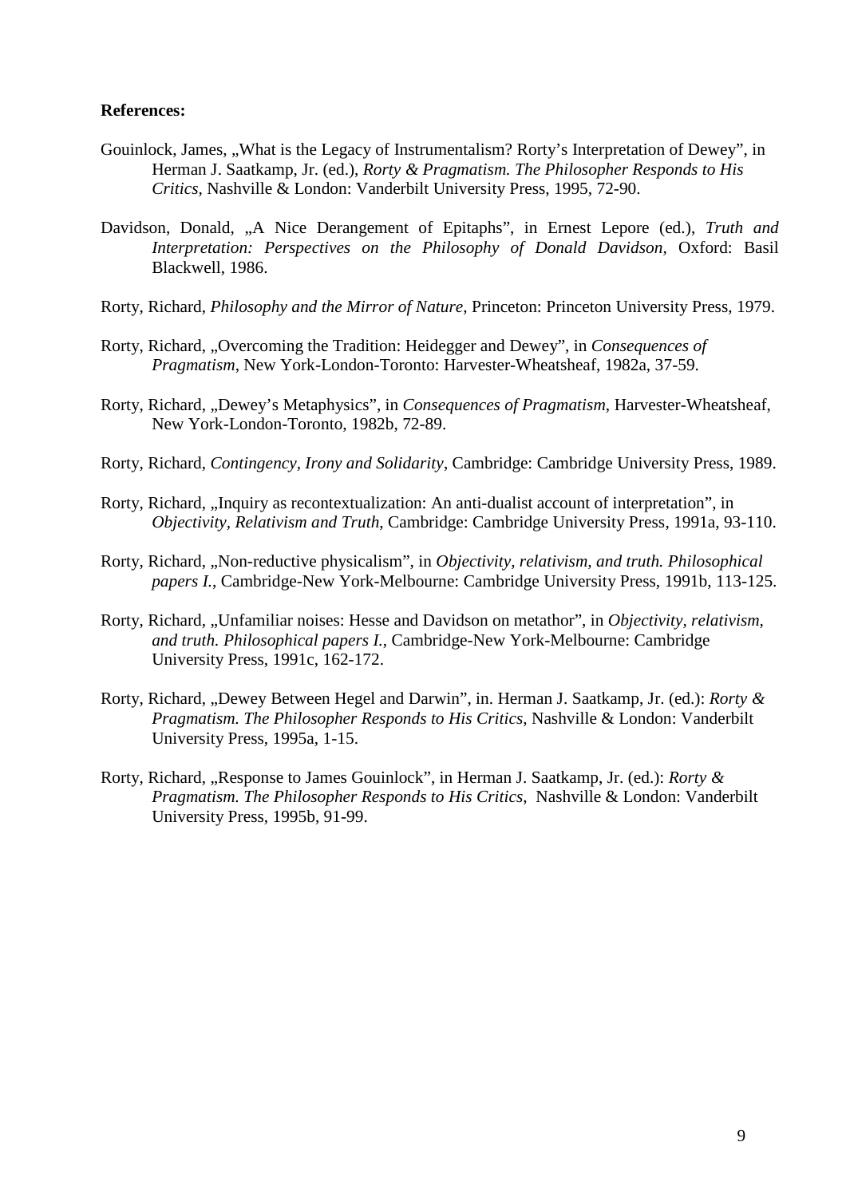**References:**

Gouinlock, James, „What is the Legacy of Instrumentalism? Rorty's Interpretation of Dewey", in Herman J. Saatkamp, Jr. (ed.), *Rorty & Pragmatism. The Philosopher Responds to His Critics*, Nashville & London: Vanderbilt University Press, 1995, 72-90.

Davidson, Donald, „A Nice Derangement of Epitaphs", in Ernest Lepore (ed.), *Truth and Interpretation: Perspectives on the Philosophy of Donald Davidson*, Oxford: Basil Blackwell, 1986.

Rorty, Richard, *Philosophy and the Mirror of Nature*, Princeton: Princeton University Press, 1979.

Rorty, Richard, „Overcoming the Tradition: Heidegger and Dewey", in *Consequences of Pragmatism*, New York-London-Toronto: Harvester-Wheatsheaf, 1982a, 37-59.

Rorty, Richard, „Dewey's Metaphysics", in *Consequences of Pragmatism*, Harvester-Wheatsheaf, New York-London-Toronto, 1982b, 72-89.

Rorty, Richard, *Contingency, Irony and Solidarity*, Cambridge: Cambridge University Press, 1989.

Rorty, Richard, „Inquiry as recontextualization: An anti-dualist account of interpretation", in *Objectivity, Relativism and Truth*, Cambridge: Cambridge University Press, 1991a, 93-110.

Rorty, Richard, „Non-reductive physicalism", in *Objectivity, relativism, and truth. Philosophical papers I.*, Cambridge-New York-Melbourne: Cambridge University Press, 1991b, 113-125.

Rorty, Richard, „Unfamiliar noises: Hesse and Davidson on metathor", in *Objectivity, relativism, and truth. Philosophical papers I.*, Cambridge-New York-Melbourne: Cambridge University Press, 1991c, 162-172.

Rorty, Richard, „Dewey Between Hegel and Darwin", in. Herman J. Saatkamp, Jr. (ed.): *Rorty & Pragmatism. The Philosopher Responds to His Critics*, Nashville & London: Vanderbilt University Press, 1995a, 1-15.

Rorty, Richard, „Response to James Gouinlock", in Herman J. Saatkamp, Jr. (ed.): *Rorty & Pragmatism. The Philosopher Responds to His Critics*, Nashville & London: Vanderbilt University Press, 1995b, 91-99.